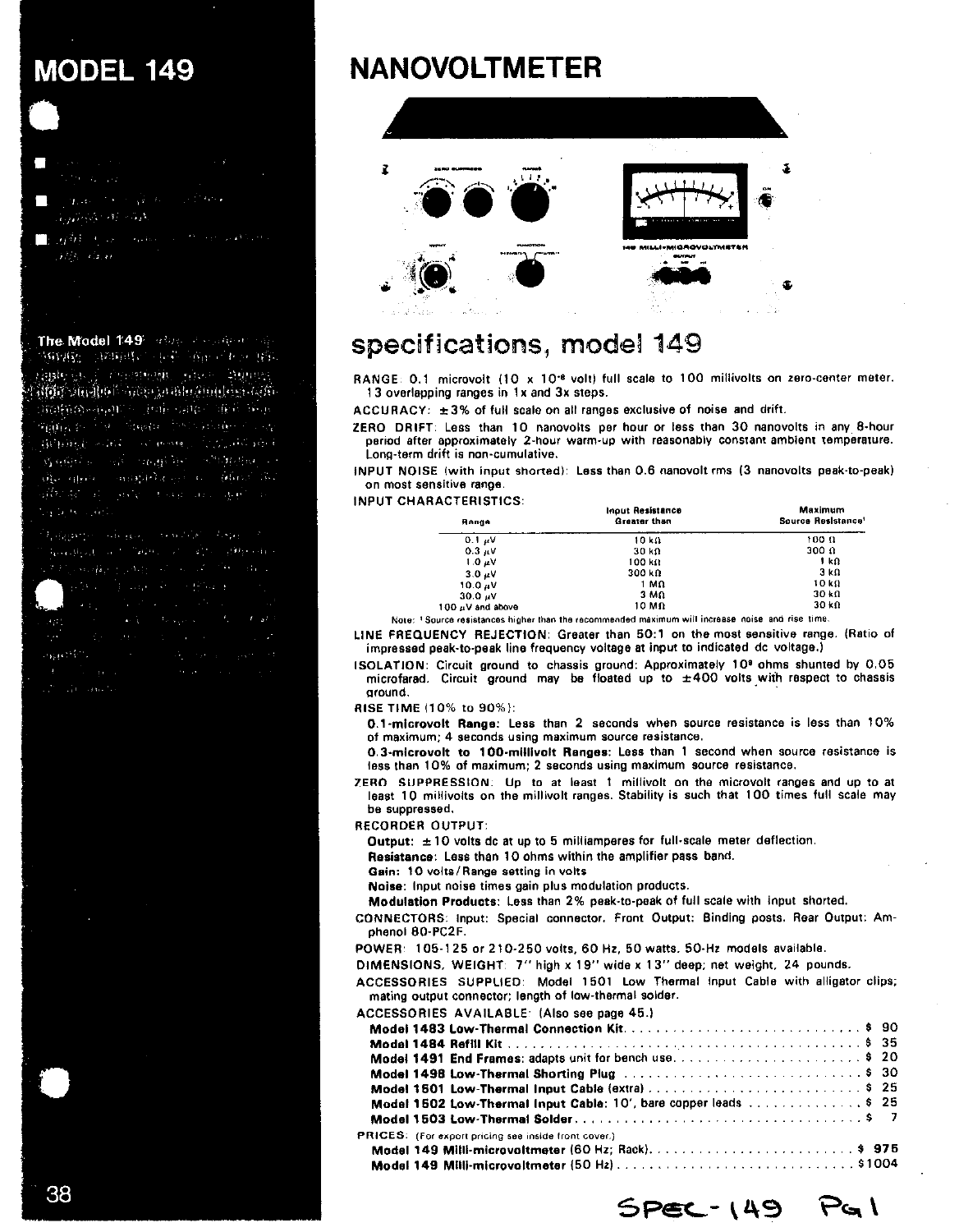# MODEL 149

# NANOVOLTMETER

## specifications, model 149

**RANGE:** 0.1 microvolt (10 x $10^{-9}$ volt) full scale to 100 millivolts on zero-center meter. 13 overlapping ranges in 1x and 3x steps.

**ACCURACY:** ±3% of full scale on all ranges exclusive of noise and drift.

**ZERO DRIFT:** Less than 10 nanovolts per hour or less than 30 nanovolts in any 8-hour period after approximately 2-hour warm-up with reasonably constant ambient temperature. Long-term drift is non-cumulative.

**INPUT NOISE** (with input shorted): Less than 0.6 nanovolt rms (3 nanovolts peak-to-peak) on most sensitive range.

**INPUT CHARACTERISTICS:**

| Range | Input Resistance Greater than | Maximum Source Resistance[1] |
|---|---|---|
| 0.1 μV | 10 kΩ | 100 Ω |
| 0.3 μV | 30 kΩ | 300 Ω |
| 1.0 μV | 100 kΩ | 1 kΩ |
| 3.0 μV | 300 kΩ | 3 kΩ |
| 10.0 μV | 1 MΩ | 10 kΩ |
| 30.0 μV | 3 MΩ | 30 kΩ |
| 100 μV and above | 10 MΩ | 30 kΩ |

Note: [1] Source resistances higher than the recommended maximum will increase noise and rise time.

**LINE FREQUENCY REJECTION:** Greater than 50:1 on the most sensitive range. (Ratio of impressed peak-to-peak line frequency voltage at input to indicated dc voltage.)

**ISOLATION:** Circuit ground to chassis ground: Approximately $10^9$ ohms shunted by 0.05 microfarad. Circuit ground may be floated up to ±400 volts with respect to chassis ground.

**RISE TIME** (10% to 90%):

**0.1-microvolt Range:** Less than 2 seconds when source resistance is less than 10% of maximum; 4 seconds using maximum source resistance.

**0.3-microvolt to 100-millivolt Ranges:** Less than 1 second when source resistance is less than 10% of maximum; 2 seconds using maximum source resistance.

**ZERO SUPPRESSION:** Up to at least 1 millivolt on the microvolt ranges and up to at least 10 millivolts on the millivolt ranges. Stability is such that 100 times full scale may be suppressed.

**RECORDER OUTPUT:**

**Output:** ±10 volts dc at up to 5 milliamperes for full-scale meter deflection.

**Resistance:** Less than 10 ohms within the amplifier pass band.

**Gain:** 10 volts/Range setting in volts

**Noise:** Input noise times gain plus modulation products.

**Modulation Products:** Less than 2% peak-to-peak of full scale with input shorted.

**CONNECTORS:** Input: Special connector. Front Output: Binding posts. Rear Output: Amphenol 80-PC2F.

**POWER:** 105-125 or 210-250 volts, 60 Hz, 50 watts. 50-Hz models available.

**DIMENSIONS, WEIGHT:** 7" high x 19" wide x 13" deep; net weight, 24 pounds.

**ACCESSORIES SUPPLIED:** Model 1501 Low Thermal Input Cable with alligator clips; mating output connector; length of low-thermal solder.

**ACCESSORIES AVAILABLE:** (Also see page 45.)

| | |
|---|---|
| **Model 1483 Low-Thermal Connection Kit** | $ 90 |
| **Model 1484 Refill Kit** | $ 35 |
| **Model 1491 End Frames:** adapts unit for bench use | $ 20 |
| **Model 1498 Low-Thermal Shorting Plug** | $ 30 |
| **Model 1501 Low-Thermal Input Cable** (extra) | $ 25 |
| **Model 1502 Low-Thermal Input Cable:** 10', bare copper leads | $ 25 |
| **Model 1503 Low-Thermal Solder** | $ 7 |

**PRICES:** (For export pricing see inside front cover.)

| | |
|---|---|
| **Model 149 Milli-microvoltmeter** (60 Hz; Rack) | $ 975 |
| **Model 149 Milli-microvoltmeter** (50 Hz) | $1004 |

SPEC-149 PG 1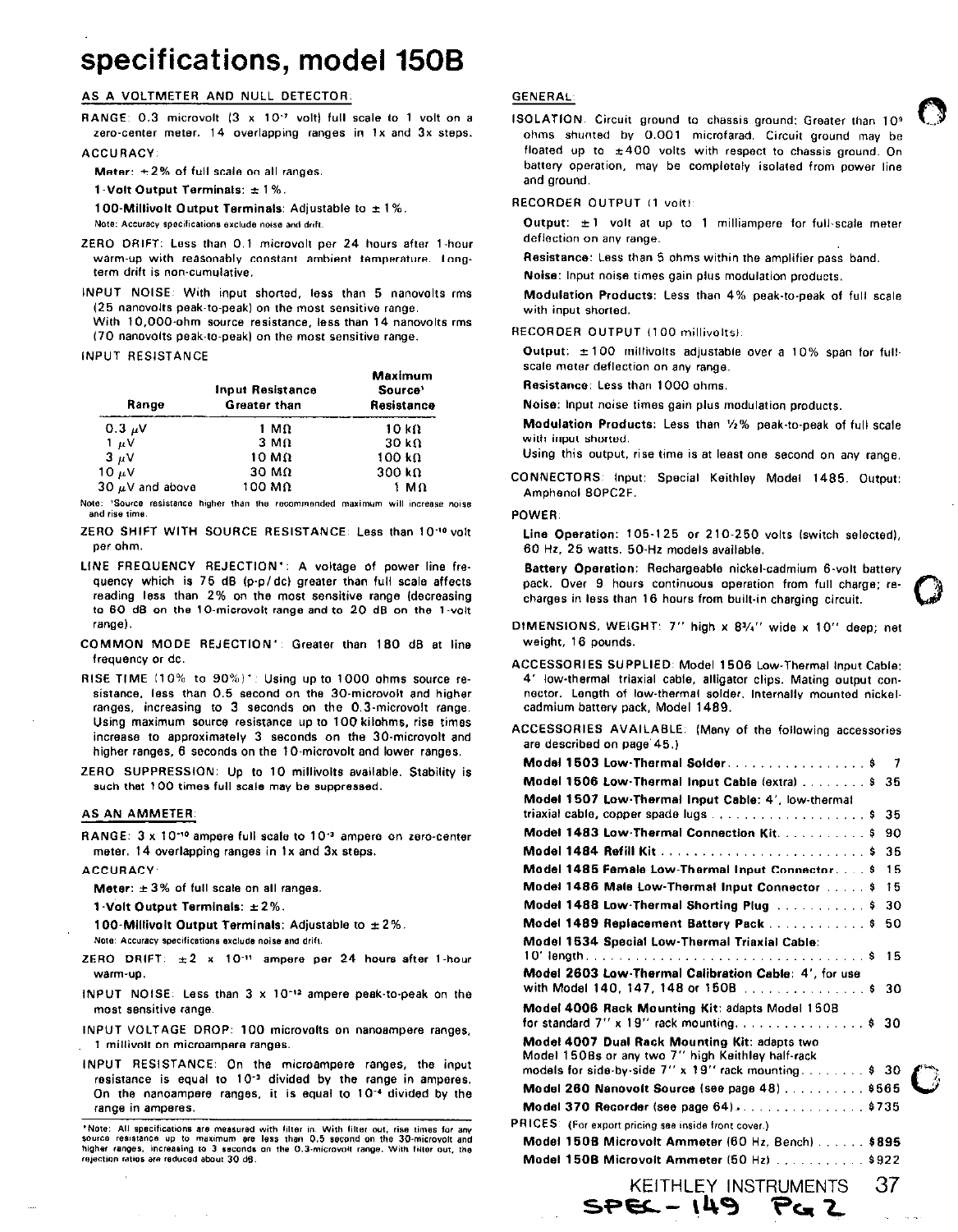# specifications, model 150B

## AS A VOLTMETER AND NULL DETECTOR:

**RANGE:** 0.3 microvolt ($3 \times 10^{-7}$ volt) full scale to 1 volt on a zero-center meter. 14 overlapping ranges in 1x and 3x steps.

**ACCURACY:**

**Meter:** ±2% of full scale on all ranges.

**1-Volt Output Terminals:** ±1%.

**100-Millivolt Output Terminals:** Adjustable to ±1%.

Note: Accuracy specifications exclude noise and drift.

**ZERO DRIFT:** Less than 0.1 microvolt per 24 hours after 1-hour warm-up with reasonably constant ambient temperature. Long-term drift is non-cumulative.

**INPUT NOISE:** With input shorted, less than 5 nanovolts rms (25 nanovolts peak-to-peak) on the most sensitive range.
With 10,000-ohm source resistance, less than 14 nanovolts rms (70 nanovolts peak-to-peak) on the most sensitive range.

**INPUT RESISTANCE**

| Range | Input Resistance Greater than | Maximum Source[1] Resistance |
|---|---|---|
| 0.3 μV | 1 MΩ | 10 kΩ |
| 1 μV | 3 MΩ | 30 kΩ |
| 3 μV | 10 MΩ | 100 kΩ |
| 10 μV | 30 MΩ | 300 kΩ |
| 30 μV and above | 100 MΩ | 1 MΩ |

Note: [1]Source resistance higher than the recommended maximum will increase noise and rise time.

**ZERO SHIFT WITH SOURCE RESISTANCE:** Less than $10^{-10}$ volt per ohm.

**LINE FREQUENCY REJECTION*:** A voltage of power line frequency which is 75 dB (p-p/dc) greater than full scale affects reading less than 2% on the most sensitive range (decreasing to 60 dB on the 10-microvolt range and to 20 dB on the 1-volt range).

**COMMON MODE REJECTION*:** Greater than 180 dB at line frequency or dc.

**RISE TIME (10% to 90%)*:** Using up to 1000 ohms source resistance, less than 0.5 second on the 30-microvolt and higher ranges, increasing to 3 seconds on the 0.3-microvolt range. Using maximum source resistance up to 100 kilohms, rise times increase to approximately 3 seconds on the 30-microvolt and higher ranges, 6 seconds on the 10-microvolt and lower ranges.

**ZERO SUPPRESSION:** Up to 10 millivolts available. Stability is such that 100 times full scale may be suppressed.

## AS AN AMMETER:

**RANGE:** $3 \times 10^{-10}$ ampere full scale to $10^{-3}$ ampere on zero-center meter. 14 overlapping ranges in 1x and 3x steps.

**ACCURACY:**

**Meter:** ±3% of full scale on all ranges.

**1-Volt Output Terminals:** ±2%.

**100-Millivolt Output Terminals:** Adjustable to ±2%.

Note: Accuracy specifications exclude noise and drift.

**ZERO DRIFT:** $\pm 2 \times 10^{-11}$ ampere per 24 hours after 1-hour warm-up.

**INPUT NOISE:** Less than $3 \times 10^{-12}$ ampere peak-to-peak on the most sensitive range.

**INPUT VOLTAGE DROP:** 100 microvolts on nanoampere ranges, 1 millivolt on microampere ranges.

**INPUT RESISTANCE:** On the microampere ranges, the input resistance is equal to $10^{-3}$ divided by the range in amperes. On the nanoampere ranges, it is equal to $10^{-4}$ divided by the range in amperes.

*Note: All specifications are measured with filter in. With filter out, rise times for any source resistance up to maximum are less than 0.5 second on the 30-microvolt and higher ranges, increasing to 3 seconds on the 0.3-microvolt range. With filter out, the rejection ratios are reduced about 30 dB.

## GENERAL:

**ISOLATION:** Circuit ground to chassis ground: Greater than $10^9$ ohms shunted by 0.001 microfarad. Circuit ground may be floated up to ±400 volts with respect to chassis ground. On battery operation, may be completely isolated from power line and ground.

**RECORDER OUTPUT (1 volt):**

**Output:** ±1 volt at up to 1 milliampere for full-scale meter deflection on any range.

**Resistance:** Less than 5 ohms within the amplifier pass band.

**Noise:** Input noise times gain plus modulation products.

**Modulation Products:** Less than 4% peak-to-peak of full scale with input shorted.

**RECORDER OUTPUT (100 millivolts):**

**Output:** ±100 millivolts adjustable over a 10% span for full-scale meter deflection on any range.

**Resistance:** Less than 1000 ohms.

**Noise:** Input noise times gain plus modulation products.

**Modulation Products:** Less than ½% peak-to-peak of full scale with input shorted.

Using this output, rise time is at least one second on any range.

**CONNECTORS:** Input: Special Keithley Model 1485. Output: Amphenol 80PC2F.

**POWER:**

**Line Operation:** 105-125 or 210-250 volts (switch selected), 60 Hz, 25 watts. 50-Hz models available.

**Battery Operation:** Rechargeable nickel-cadmium 6-volt battery pack. Over 9 hours continuous operation from full charge; recharges in less than 16 hours from built-in charging circuit.

**DIMENSIONS, WEIGHT:** 7" high x 8¾" wide x 10" deep; net weight, 16 pounds.

**ACCESSORIES SUPPLIED:** Model 1506 Low-Thermal Input Cable: 4' low-thermal triaxial cable, alligator clips. Mating output connector. Length of low-thermal solder. Internally mounted nickel-cadmium battery pack, Model 1489.

**ACCESSORIES AVAILABLE:** (Many of the following accessories are described on page 45.)

| Item | Price |
|---|---|
| **Model 1503 Low-Thermal Solder** | $ 7 |
| **Model 1506 Low-Thermal Input Cable** (extra) | $ 35 |
| **Model 1507 Low-Thermal Input Cable:** 4', low-thermal triaxial cable, copper spade lugs | $ 35 |
| **Model 1483 Low-Thermal Connection Kit** | $ 90 |
| **Model 1484 Refill Kit** | $ 35 |
| **Model 1485 Female Low-Thermal Input Connector** | $ 15 |
| **Model 1486 Male Low-Thermal Input Connector** | $ 15 |
| **Model 1488 Low-Thermal Shorting Plug** | $ 30 |
| **Model 1489 Replacement Battery Pack** | $ 50 |
| **Model 1534 Special Low-Thermal Triaxial Cable:** 10' length | $ 15 |
| **Model 2603 Low-Thermal Calibration Cable:** 4', for use with Model 140, 147, 148 or 150B | $ 30 |
| **Model 4006 Rack Mounting Kit:** adapts Model 150B for standard 7" x 19" rack mounting | $ 30 |
| **Model 4007 Dual Rack Mounting Kit:** adapts two Model 150Bs or any two 7" high Keithley half-rack models for side-by-side 7" x 19" rack mounting | $ 30 |
| **Model 260 Nanovolt Source** (see page 48) | $565 |
| **Model 370 Recorder** (see page 64) | $735 |

**PRICES:** (For export pricing see inside front cover.)

| Item | Price |
|---|---|
| **Model 150B Microvolt Ammeter** (60 Hz, Bench) | $895 |
| **Model 150B Microvolt Ammeter** (50 Hz) | $922 |

KEITHLEY INSTRUMENTS

SPEC-149 PG 2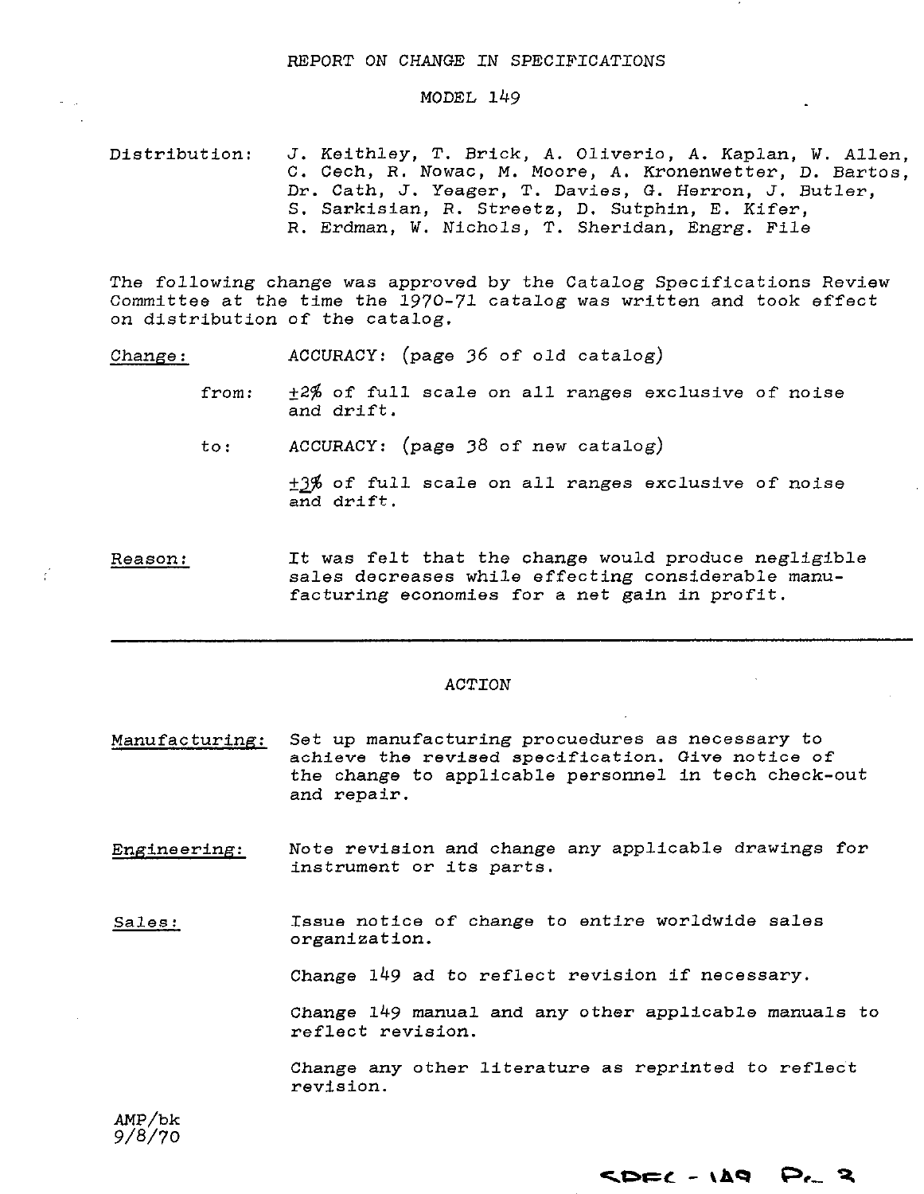# REPORT ON CHANGE IN SPECIFICATIONS

## MODEL 149

Distribution: J. Keithley, T. Brick, A. Oliverio, A. Kaplan, W. Allen, C. Cech, R. Nowac, M. Moore, A. Kronenwetter, D. Bartos, Dr. Cath, J. Yeager, T. Davies, G. Herron, J. Butler, S. Sarkisian, R. Streetz, D. Sutphin, E. Kifer, R. Erdman, W. Nichols, T. Sheridan, Engrg. File

The following change was approved by the Catalog Specifications Review Committee at the time the 1970-71 catalog was written and took effect on distribution of the catalog.

Change: ACCURACY: (page 36 of old catalog)

from: ±2% of full scale on all ranges exclusive of noise and drift.

to: ACCURACY: (page 38 of new catalog)

±3% of full scale on all ranges exclusive of noise and drift.

Reason: It was felt that the change would produce negligible sales decreases while effecting considerable manufacturing economies for a net gain in profit.

---

## ACTION

Manufacturing: Set up manufacturing procuedures as necessary to achieve the revised specification. Give notice of the change to applicable personnel in tech check-out and repair.

Engineering: Note revision and change any applicable drawings for instrument or its parts.

Sales: Issue notice of change to entire worldwide sales organization.

Change 149 ad to reflect revision if necessary.

Change 149 manual and any other applicable manuals to reflect revision.

Change any other literature as reprinted to reflect revision.

AMP/bk
9/8/70

SPEC - 149 Pr 3